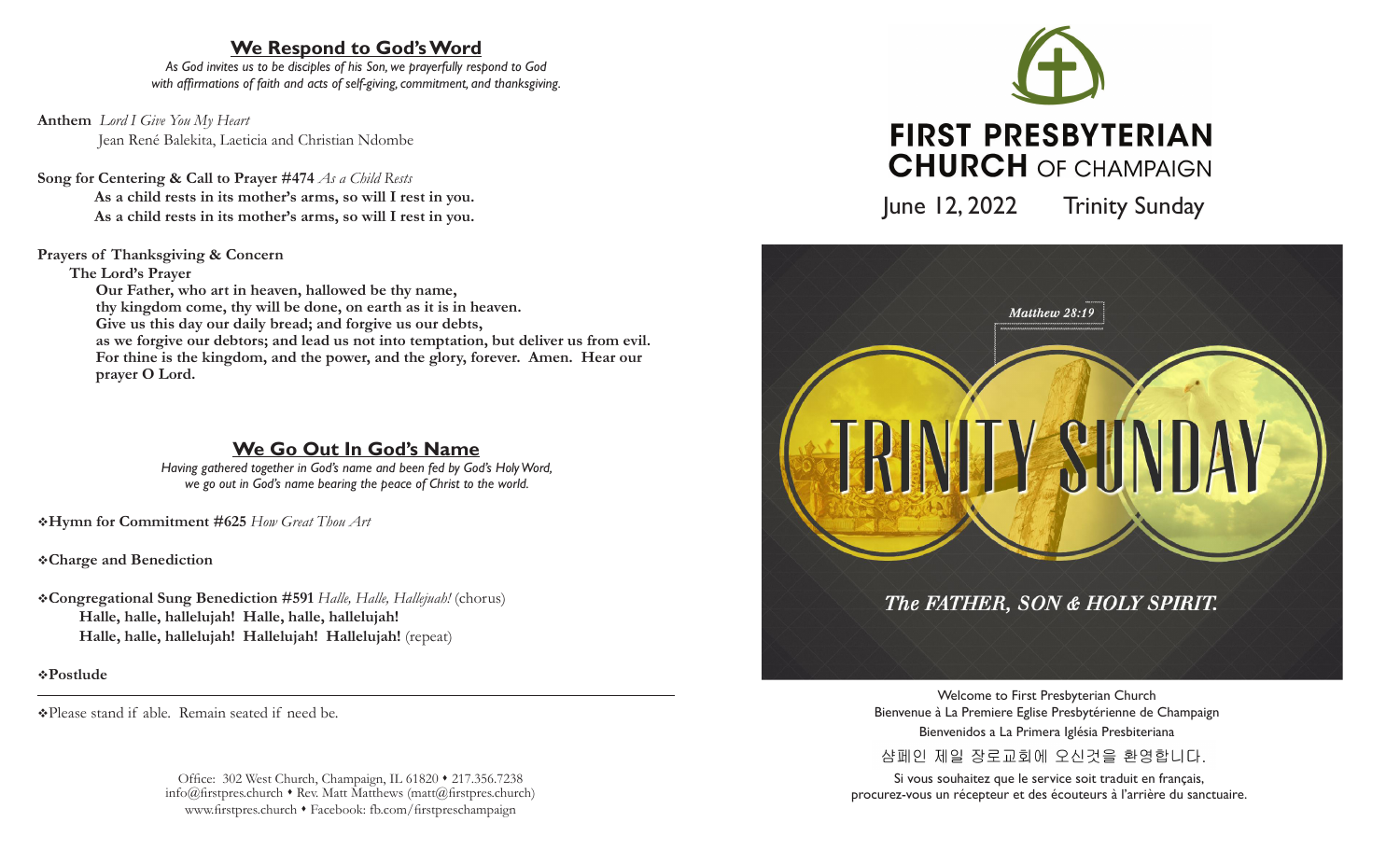## We Respond to God's Word

*As God invites us to be disciples of his Son, we prayerfully respond to God with affirmations of faith and acts of self-giving, commitment, and thanksgiving.*

**Anthem** *Lord I Give You My Heart*
Jean René Balekita, Laeticia and Christian Ndombe

**Song for Centering & Call to Prayer #474** *As a Child Rests*
**As a child rests in its mother's arms, so will I rest in you.**
**As a child rests in its mother's arms, so will I rest in you.**

**Prayers of Thanksgiving & Concern**

**The Lord's Prayer**

**Our Father, who art in heaven, hallowed be thy name,**
**thy kingdom come, thy will be done, on earth as it is in heaven.**
**Give us this day our daily bread; and forgive us our debts,**
**as we forgive our debtors; and lead us not into temptation, but deliver us from evil.**
**For thine is the kingdom, and the power, and the glory, forever. Amen. Hear our prayer O Lord.**

## We Go Out In God's Name

*Having gathered together in God's name and been fed by God's Holy Word, we go out in God's name bearing the peace of Christ to the world.*

❖**Hymn for Commitment #625** *How Great Thou Art*

❖**Charge and Benediction**

❖**Congregational Sung Benediction #591** *Halle, Halle, Hallejuah!* (chorus)
**Halle, halle, hallelujah! Halle, halle, hallelujah!**
**Halle, halle, hallelujah! Hallelujah! Hallelujah!** (repeat)

❖**Postlude**

---

❖Please stand if able. Remain seated if need be.

Office: 302 West Church, Champaign, IL 61820 • 217.356.7238
info@firstpres.church • Rev. Matt Matthews (matt@firstpres.church)
www.firstpres.church • Facebook: fb.com/firstpreschampaign

# FIRST PRESBYTERIAN CHURCH OF CHAMPAIGN

June 12, 2022 Trinity Sunday

*Matthew 28:19*

TRINITY SUNDAY

*The FATHER, SON & HOLY SPIRIT.*

Welcome to First Presbyterian Church
Bienvenue à La Premiere Eglise Presbytérienne de Champaign
Bienvenidos a La Primera Iglésia Presbiteriana
샴페인 제일 장로교회에 오신것을 환영합니다.

Si vous souhaitez que le service soit traduit en français, procurez-vous un récepteur et des écouteurs à l'arrière du sanctuaire.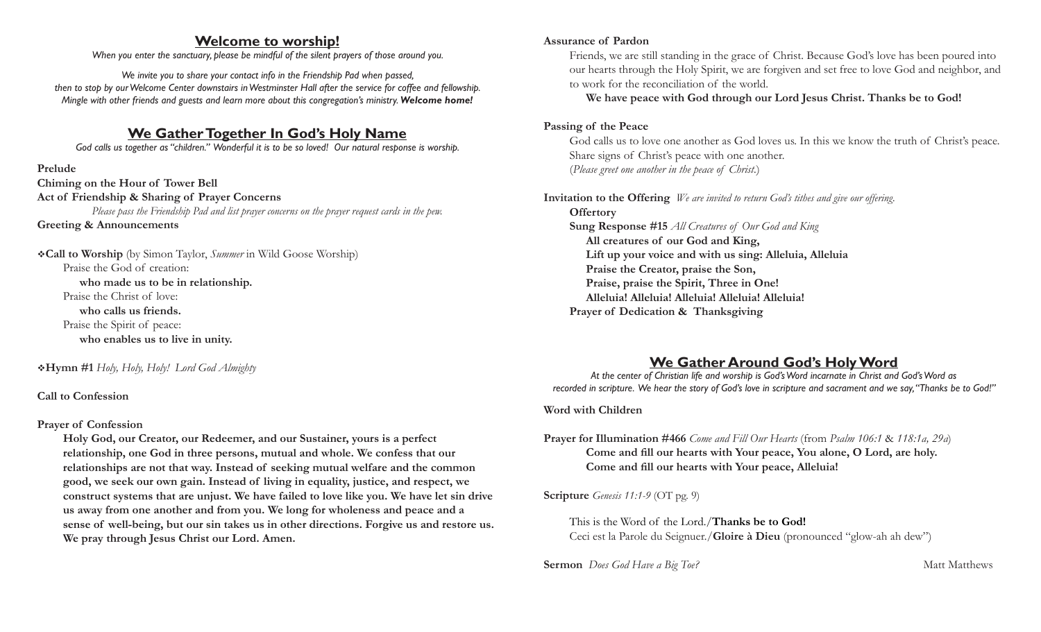## Welcome to worship!

*When you enter the sanctuary, please be mindful of the silent prayers of those around you.*

*We invite you to share your contact info in the Friendship Pad when passed, then to stop by our Welcome Center downstairs in Westminster Hall after the service for coffee and fellowship. Mingle with other friends and guests and learn more about this congregation's ministry.* ***Welcome home!***

## We Gather Together In God's Holy Name

*God calls us together as "children." Wonderful it is to be so loved! Our natural response is worship.*

**Prelude**

**Chiming on the Hour of Tower Bell**

**Act of Friendship & Sharing of Prayer Concerns**

*Please pass the Friendship Pad and list prayer concerns on the prayer request cards in the pew.*

**Greeting & Announcements**

❖**Call to Worship** (by Simon Taylor, *Summer* in Wild Goose Worship)

Praise the God of creation:

**who made us to be in relationship.**

Praise the Christ of love:

**who calls us friends.**

Praise the Spirit of peace:

**who enables us to live in unity.**

❖**Hymn #1** *Holy, Holy, Holy! Lord God Almighty*

**Call to Confession**

**Prayer of Confession**

**Holy God, our Creator, our Redeemer, and our Sustainer, yours is a perfect relationship, one God in three persons, mutual and whole. We confess that our relationships are not that way. Instead of seeking mutual welfare and the common good, we seek our own gain. Instead of living in equality, justice, and respect, we construct systems that are unjust. We have failed to love like you. We have let sin drive us away from one another and from you. We long for wholeness and peace and a sense of well-being, but our sin takes us in other directions. Forgive us and restore us. We pray through Jesus Christ our Lord. Amen.**

**Assurance of Pardon**

Friends, we are still standing in the grace of Christ. Because God's love has been poured into our hearts through the Holy Spirit, we are forgiven and set free to love God and neighbor, and to work for the reconciliation of the world.

**We have peace with God through our Lord Jesus Christ. Thanks be to God!**

**Passing of the Peace**

God calls us to love one another as God loves us. In this we know the truth of Christ's peace. Share signs of Christ's peace with one another.

(*Please greet one another in the peace of Christ.*)

**Invitation to the Offering** *We are invited to return God's tithes and give our offering.*

**Offertory**

**Sung Response #15** *All Creatures of Our God and King*

**All creatures of our God and King,**
**Lift up your voice and with us sing: Alleluia, Alleluia**
**Praise the Creator, praise the Son,**
**Praise, praise the Spirit, Three in One!**
**Alleluia! Alleluia! Alleluia! Alleluia! Alleluia!**

**Prayer of Dedication & Thanksgiving**

## We Gather Around God's Holy Word

*At the center of Christian life and worship is God's Word incarnate in Christ and God's Word as recorded in scripture. We hear the story of God's love in scripture and sacrament and we say, "Thanks be to God!"*

**Word with Children**

**Prayer for Illumination #466** *Come and Fill Our Hearts* (from *Psalm 106:1* & *118:1a, 29a*)

**Come and fill our hearts with Your peace, You alone, O Lord, are holy.**
**Come and fill our hearts with Your peace, Alleluia!**

**Scripture** *Genesis 11:1-9* (OT pg. 9)

This is the Word of the Lord./**Thanks be to God!**

Ceci est la Parole du Seignuer./**Gloire à Dieu** (pronounced "glow-ah ah dew")

**Sermon** *Does God Have a Big Toe?* Matt Matthews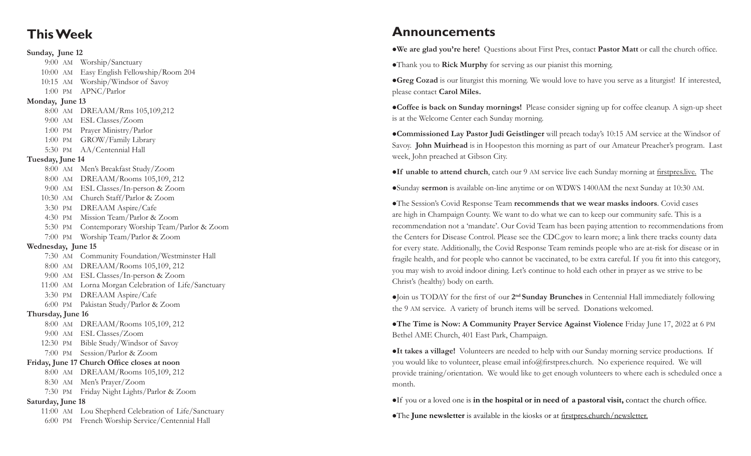## This Week

**Sunday, June 12**

9:00 AM Worship/Sanctuary
10:00 AM Easy English Fellowship/Room 204
10:15 AM Worship/Windsor of Savoy
1:00 PM APNC/Parlor

**Monday, June 13**

8:00 AM DREAAM/Rms 105,109,212
9:00 AM ESL Classes/Zoom
1:00 PM Prayer Ministry/Parlor
1:00 PM GROW/Family Library
5:30 PM AA/Centennial Hall

**Tuesday, June 14**

8:00 AM Men's Breakfast Study/Zoom
8:00 AM DREAAM/Rooms 105,109, 212
9:00 AM ESL Classes/In-person & Zoom
10:30 AM Church Staff/Parlor & Zoom
3:30 PM DREAAM Aspire/Cafe
4:30 PM Mission Team/Parlor & Zoom
5:30 PM Contemporary Worship Team/Parlor & Zoom
7:00 PM Worship Team/Parlor & Zoom

**Wednesday, June 15**

7:30 AM Community Foundation/Westminster Hall
8:00 AM DREAAM/Rooms 105,109, 212
9:00 AM ESL Classes/In-person & Zoom
11:00 AM Lorna Morgan Celebration of Life/Sanctuary
3:30 PM DREAAM Aspire/Cafe
6:00 PM Pakistan Study/Parlor & Zoom

**Thursday, June 16**

8:00 AM DREAAM/Rooms 105,109, 212
9:00 AM ESL Classes/Zoom
12:30 PM Bible Study/Windsor of Savoy
7:00 PM Session/Parlor & Zoom

**Friday, June 17 Church Office closes at noon**

8:00 AM DREAAM/Rooms 105,109, 212
8:30 AM Men's Prayer/Zoom
7:30 PM Friday Night Lights/Parlor & Zoom

**Saturday, June 18**

11:00 AM Lou Shepherd Celebration of Life/Sanctuary
6:00 PM French Worship Service/Centennial Hall

## Announcements

●**We are glad you're here!** Questions about First Pres, contact **Pastor Matt** or call the church office.

●Thank you to **Rick Murphy** for serving as our pianist this morning.

●**Greg Cozad** is our liturgist this morning. We would love to have you serve as a liturgist! If interested, please contact **Carol Miles.**

●**Coffee is back on Sunday mornings!** Please consider signing up for coffee cleanup. A sign-up sheet is at the Welcome Center each Sunday morning.

●**Commissioned Lay Pastor Judi Geistlinger** will preach today's 10:15 AM service at the Windsor of Savoy. **John Muirhead** is in Hoopeston this morning as part of our Amateur Preacher's program. Last week, John preached at Gibson City.

●**If unable to attend church**, catch our 9 AM service live each Sunday morning at firstpres.live. The

●Sunday **sermon** is available on-line anytime or on WDWS 1400AM the next Sunday at 10:30 AM.

●The Session's Covid Response Team **recommends that we wear masks indoors**. Covid cases are high in Champaign County. We want to do what we can to keep our community safe. This is a recommendation not a 'mandate'. Our Covid Team has been paying attention to recommendations from the Centers for Disease Control. Please see the CDC.gov to learn more; a link there tracks county data for every state. Additionally, the Covid Response Team reminds people who are at-risk for disease or in fragile health, and for people who cannot be vaccinated, to be extra careful. If you fit into this category, you may wish to avoid indoor dining. Let's continue to hold each other in prayer as we strive to be Christ's (healthy) body on earth.

●Join us TODAY for the first of our **2nd Sunday Brunches** in Centennial Hall immediately following the 9 AM service. A variety of brunch items will be served. Donations welcomed.

●**The Time is Now: A Community Prayer Service Against Violence** Friday June 17, 2022 at 6 PM Bethel AME Church, 401 East Park, Champaign.

●**It takes a village!** Volunteers are needed to help with our Sunday morning service productions. If you would like to volunteer, please email info@firstpres.church. No experience required. We will provide training/orientation. We would like to get enough volunteers to where each is scheduled once a month.

●If you or a loved one is **in the hospital or in need of a pastoral visit,** contact the church office.

●The **June newsletter** is available in the kiosks or at firstpres.church/newsletter.